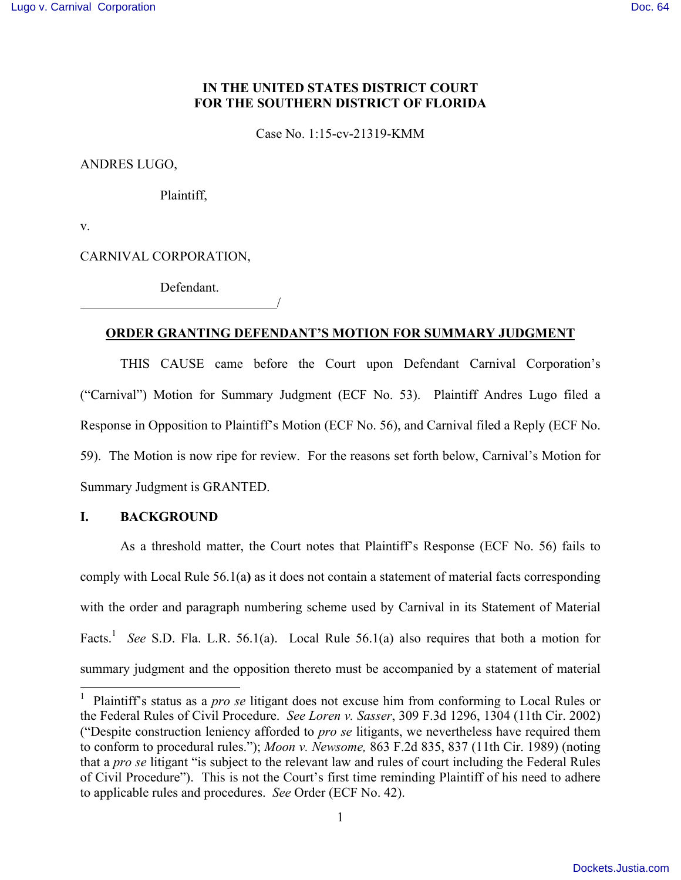**IN THE UNITED STATES DISTRICT COURT**
**FOR THE SOUTHERN DISTRICT OF FLORIDA**

Case No. 1:15-cv-21319-KMM

ANDRES LUGO,

Plaintiff,

v.

CARNIVAL CORPORATION,

Defendant.
_______________________________/

**ORDER GRANTING DEFENDANT'S MOTION FOR SUMMARY JUDGMENT**

THIS CAUSE came before the Court upon Defendant Carnival Corporation's ("Carnival") Motion for Summary Judgment (ECF No. 53). Plaintiff Andres Lugo filed a Response in Opposition to Plaintiff's Motion (ECF No. 56), and Carnival filed a Reply (ECF No. 59). The Motion is now ripe for review. For the reasons set forth below, Carnival's Motion for Summary Judgment is GRANTED.

## I. BACKGROUND

As a threshold matter, the Court notes that Plaintiff's Response (ECF No. 56) fails to comply with Local Rule 56.1(a) as it does not contain a statement of material facts corresponding with the order and paragraph numbering scheme used by Carnival in its Statement of Material Facts.[1] *See* S.D. Fla. L.R. 56.1(a). Local Rule 56.1(a) also requires that both a motion for summary judgment and the opposition thereto must be accompanied by a statement of material

[1] Plaintiff's status as a *pro se* litigant does not excuse him from conforming to Local Rules or the Federal Rules of Civil Procedure. *See Loren v. Sasser*, 309 F.3d 1296, 1304 (11th Cir. 2002) ("Despite construction leniency afforded to *pro se* litigants, we nevertheless have required them to conform to procedural rules."); *Moon v. Newsome,* 863 F.2d 835, 837 (11th Cir. 1989) (noting that a *pro se* litigant "is subject to the relevant law and rules of court including the Federal Rules of Civil Procedure"). This is not the Court's first time reminding Plaintiff of his need to adhere to applicable rules and procedures. *See* Order (ECF No. 42).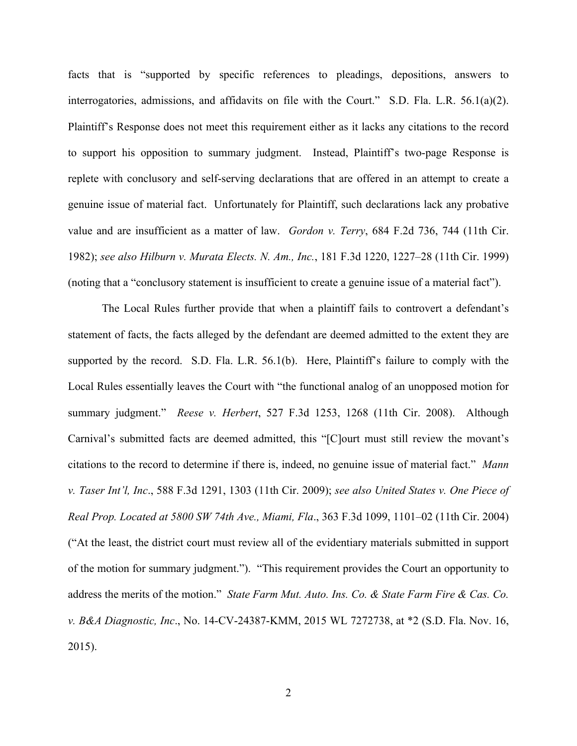facts that is "supported by specific references to pleadings, depositions, answers to interrogatories, admissions, and affidavits on file with the Court." S.D. Fla. L.R. 56.1(a)(2). Plaintiff's Response does not meet this requirement either as it lacks any citations to the record to support his opposition to summary judgment. Instead, Plaintiff's two-page Response is replete with conclusory and self-serving declarations that are offered in an attempt to create a genuine issue of material fact. Unfortunately for Plaintiff, such declarations lack any probative value and are insufficient as a matter of law. *Gordon v. Terry*, 684 F.2d 736, 744 (11th Cir. 1982); *see also Hilburn v. Murata Elects. N. Am., Inc.*, 181 F.3d 1220, 1227–28 (11th Cir. 1999) (noting that a "conclusory statement is insufficient to create a genuine issue of a material fact").

The Local Rules further provide that when a plaintiff fails to controvert a defendant's statement of facts, the facts alleged by the defendant are deemed admitted to the extent they are supported by the record. S.D. Fla. L.R. 56.1(b). Here, Plaintiff's failure to comply with the Local Rules essentially leaves the Court with "the functional analog of an unopposed motion for summary judgment." *Reese v. Herbert*, 527 F.3d 1253, 1268 (11th Cir. 2008). Although Carnival's submitted facts are deemed admitted, this "[C]ourt must still review the movant's citations to the record to determine if there is, indeed, no genuine issue of material fact." *Mann v. Taser Int'l, Inc*., 588 F.3d 1291, 1303 (11th Cir. 2009); *see also United States v. One Piece of Real Prop. Located at 5800 SW 74th Ave., Miami, Fla*., 363 F.3d 1099, 1101–02 (11th Cir. 2004) ("At the least, the district court must review all of the evidentiary materials submitted in support of the motion for summary judgment."). "This requirement provides the Court an opportunity to address the merits of the motion." *State Farm Mut. Auto. Ins. Co. & State Farm Fire & Cas. Co. v. B&A Diagnostic, Inc*., No. 14-CV-24387-KMM, 2015 WL 7272738, at *2 (S.D. Fla. Nov. 16, 2015).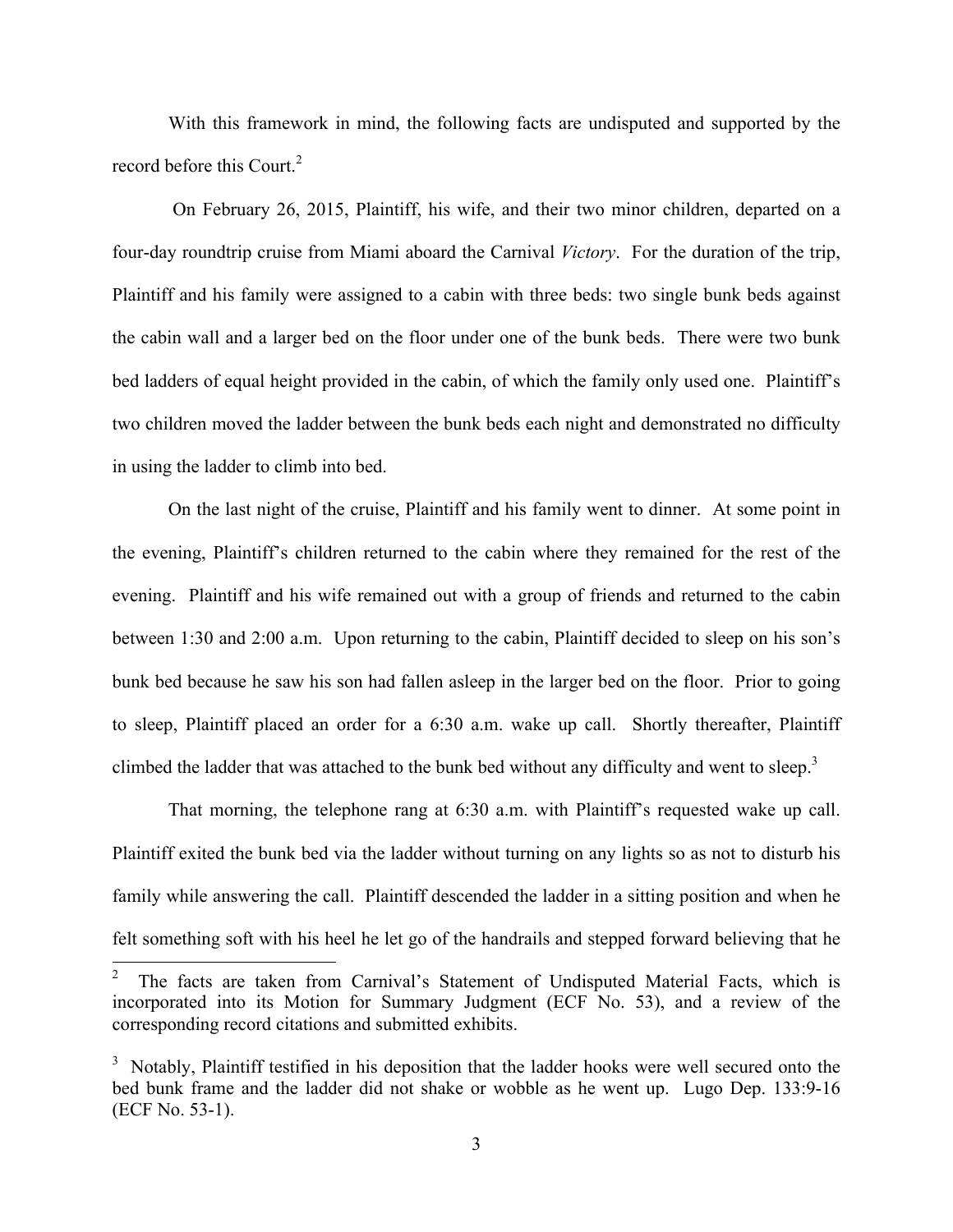With this framework in mind, the following facts are undisputed and supported by the record before this Court.[2]

On February 26, 2015, Plaintiff, his wife, and their two minor children, departed on a four-day roundtrip cruise from Miami aboard the Carnival *Victory*. For the duration of the trip, Plaintiff and his family were assigned to a cabin with three beds: two single bunk beds against the cabin wall and a larger bed on the floor under one of the bunk beds. There were two bunk bed ladders of equal height provided in the cabin, of which the family only used one. Plaintiff's two children moved the ladder between the bunk beds each night and demonstrated no difficulty in using the ladder to climb into bed.

On the last night of the cruise, Plaintiff and his family went to dinner. At some point in the evening, Plaintiff's children returned to the cabin where they remained for the rest of the evening. Plaintiff and his wife remained out with a group of friends and returned to the cabin between 1:30 and 2:00 a.m. Upon returning to the cabin, Plaintiff decided to sleep on his son's bunk bed because he saw his son had fallen asleep in the larger bed on the floor. Prior to going to sleep, Plaintiff placed an order for a 6:30 a.m. wake up call. Shortly thereafter, Plaintiff climbed the ladder that was attached to the bunk bed without any difficulty and went to sleep.[3]

That morning, the telephone rang at 6:30 a.m. with Plaintiff's requested wake up call. Plaintiff exited the bunk bed via the ladder without turning on any lights so as not to disturb his family while answering the call. Plaintiff descended the ladder in a sitting position and when he felt something soft with his heel he let go of the handrails and stepped forward believing that he

---

[2] The facts are taken from Carnival's Statement of Undisputed Material Facts, which is incorporated into its Motion for Summary Judgment (ECF No. 53), and a review of the corresponding record citations and submitted exhibits.

[3] Notably, Plaintiff testified in his deposition that the ladder hooks were well secured onto the bed bunk frame and the ladder did not shake or wobble as he went up. Lugo Dep. 133:9-16 (ECF No. 53-1).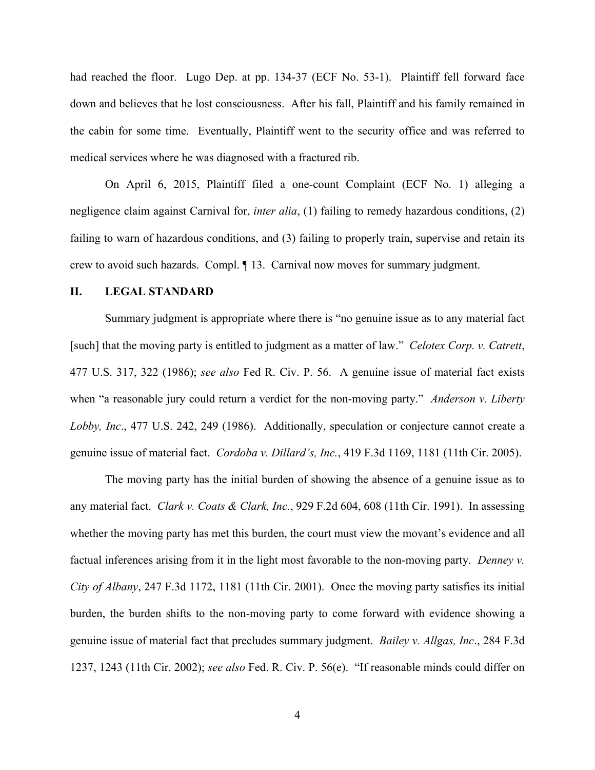had reached the floor. Lugo Dep. at pp. 134-37 (ECF No. 53-1). Plaintiff fell forward face down and believes that he lost consciousness. After his fall, Plaintiff and his family remained in the cabin for some time. Eventually, Plaintiff went to the security office and was referred to medical services where he was diagnosed with a fractured rib.

On April 6, 2015, Plaintiff filed a one-count Complaint (ECF No. 1) alleging a negligence claim against Carnival for, *inter alia*, (1) failing to remedy hazardous conditions, (2) failing to warn of hazardous conditions, and (3) failing to properly train, supervise and retain its crew to avoid such hazards. Compl. ¶ 13. Carnival now moves for summary judgment.

## II. LEGAL STANDARD

Summary judgment is appropriate where there is "no genuine issue as to any material fact [such] that the moving party is entitled to judgment as a matter of law." *Celotex Corp. v. Catrett*, 477 U.S. 317, 322 (1986); *see also* Fed R. Civ. P. 56. A genuine issue of material fact exists when "a reasonable jury could return a verdict for the non-moving party." *Anderson v. Liberty Lobby, Inc*., 477 U.S. 242, 249 (1986). Additionally, speculation or conjecture cannot create a genuine issue of material fact. *Cordoba v. Dillard's, Inc.*, 419 F.3d 1169, 1181 (11th Cir. 2005).

The moving party has the initial burden of showing the absence of a genuine issue as to any material fact. *Clark v. Coats & Clark, Inc*., 929 F.2d 604, 608 (11th Cir. 1991). In assessing whether the moving party has met this burden, the court must view the movant's evidence and all factual inferences arising from it in the light most favorable to the non-moving party. *Denney v. City of Albany*, 247 F.3d 1172, 1181 (11th Cir. 2001). Once the moving party satisfies its initial burden, the burden shifts to the non-moving party to come forward with evidence showing a genuine issue of material fact that precludes summary judgment. *Bailey v. Allgas, Inc*., 284 F.3d 1237, 1243 (11th Cir. 2002); *see also* Fed. R. Civ. P. 56(e). "If reasonable minds could differ on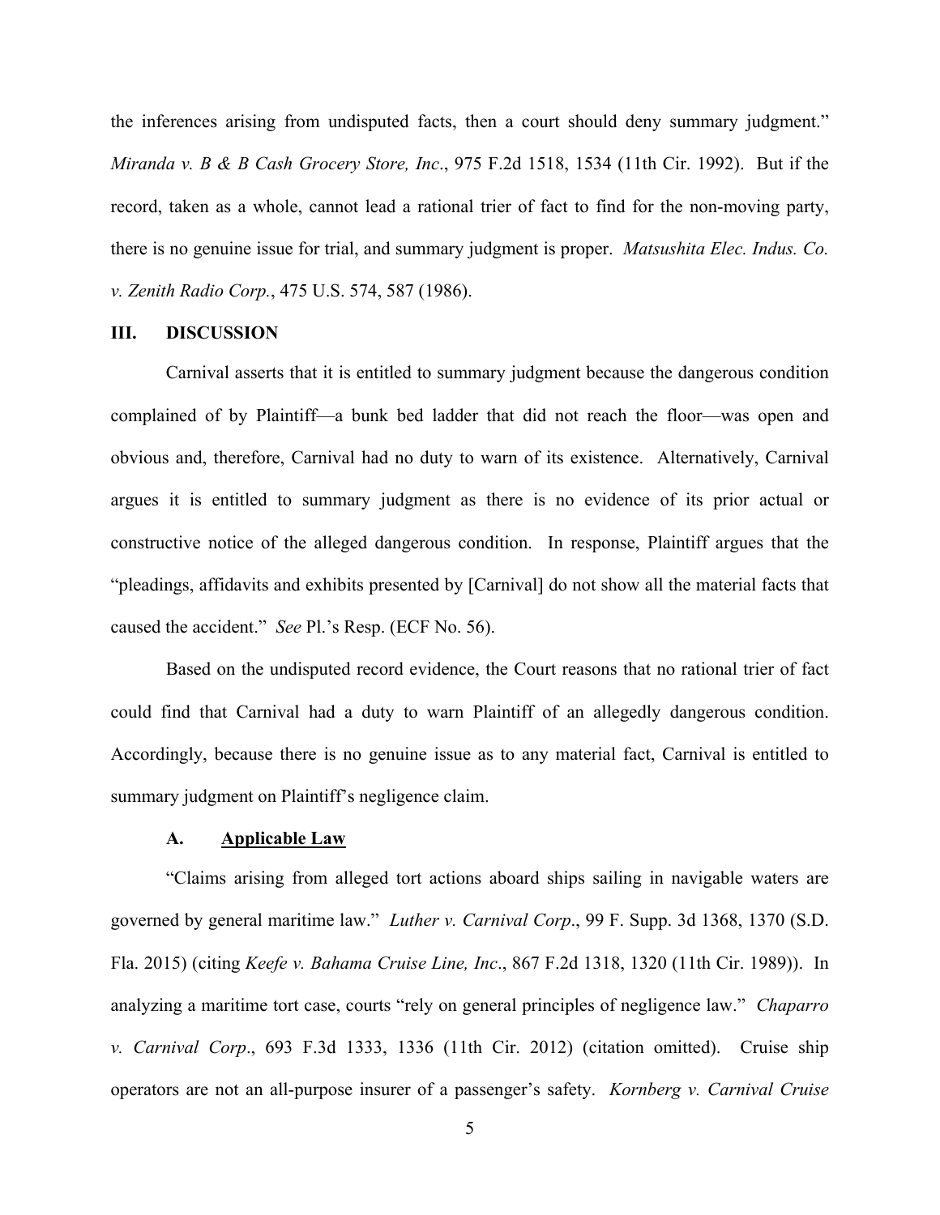the inferences arising from undisputed facts, then a court should deny summary judgment." *Miranda v. B & B Cash Grocery Store, Inc*., 975 F.2d 1518, 1534 (11th Cir. 1992). But if the record, taken as a whole, cannot lead a rational trier of fact to find for the non-moving party, there is no genuine issue for trial, and summary judgment is proper. *Matsushita Elec. Indus. Co. v. Zenith Radio Corp.*, 475 U.S. 574, 587 (1986).

## III. DISCUSSION

Carnival asserts that it is entitled to summary judgment because the dangerous condition complained of by Plaintiff—a bunk bed ladder that did not reach the floor—was open and obvious and, therefore, Carnival had no duty to warn of its existence. Alternatively, Carnival argues it is entitled to summary judgment as there is no evidence of its prior actual or constructive notice of the alleged dangerous condition. In response, Plaintiff argues that the "pleadings, affidavits and exhibits presented by [Carnival] do not show all the material facts that caused the accident." *See* Pl.'s Resp. (ECF No. 56).

Based on the undisputed record evidence, the Court reasons that no rational trier of fact could find that Carnival had a duty to warn Plaintiff of an allegedly dangerous condition. Accordingly, because there is no genuine issue as to any material fact, Carnival is entitled to summary judgment on Plaintiff's negligence claim.

### A. Applicable Law

"Claims arising from alleged tort actions aboard ships sailing in navigable waters are governed by general maritime law." *Luther v. Carnival Corp*., 99 F. Supp. 3d 1368, 1370 (S.D. Fla. 2015) (citing *Keefe v. Bahama Cruise Line, Inc*., 867 F.2d 1318, 1320 (11th Cir. 1989)). In analyzing a maritime tort case, courts "rely on general principles of negligence law." *Chaparro v. Carnival Corp*., 693 F.3d 1333, 1336 (11th Cir. 2012) (citation omitted). Cruise ship operators are not an all-purpose insurer of a passenger's safety. *Kornberg v. Carnival Cruise*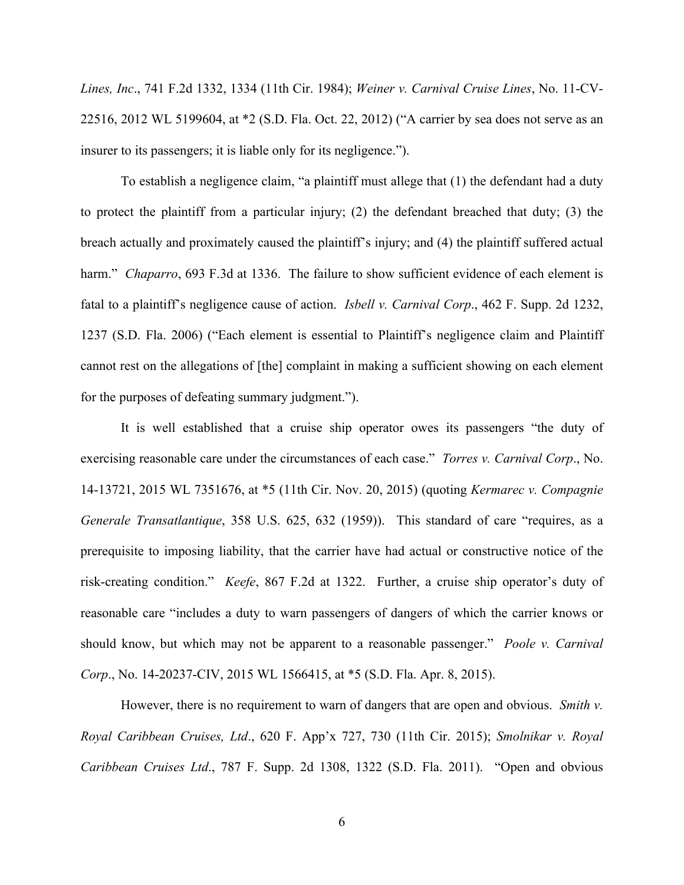*Lines, Inc*., 741 F.2d 1332, 1334 (11th Cir. 1984); *Weiner v. Carnival Cruise Lines*, No. 11-CV-22516, 2012 WL 5199604, at *2 (S.D. Fla. Oct. 22, 2012) ("A carrier by sea does not serve as an insurer to its passengers; it is liable only for its negligence.").

To establish a negligence claim, "a plaintiff must allege that (1) the defendant had a duty to protect the plaintiff from a particular injury; (2) the defendant breached that duty; (3) the breach actually and proximately caused the plaintiff's injury; and (4) the plaintiff suffered actual harm." *Chaparro*, 693 F.3d at 1336. The failure to show sufficient evidence of each element is fatal to a plaintiff's negligence cause of action. *Isbell v. Carnival Corp*., 462 F. Supp. 2d 1232, 1237 (S.D. Fla. 2006) ("Each element is essential to Plaintiff's negligence claim and Plaintiff cannot rest on the allegations of [the] complaint in making a sufficient showing on each element for the purposes of defeating summary judgment.").

It is well established that a cruise ship operator owes its passengers "the duty of exercising reasonable care under the circumstances of each case." *Torres v. Carnival Corp*., No. 14-13721, 2015 WL 7351676, at *5 (11th Cir. Nov. 20, 2015) (quoting *Kermarec v. Compagnie Generale Transatlantique*, 358 U.S. 625, 632 (1959)). This standard of care "requires, as a prerequisite to imposing liability, that the carrier have had actual or constructive notice of the risk-creating condition." *Keefe*, 867 F.2d at 1322. Further, a cruise ship operator's duty of reasonable care "includes a duty to warn passengers of dangers of which the carrier knows or should know, but which may not be apparent to a reasonable passenger." *Poole v. Carnival Corp*., No. 14-20237-CIV, 2015 WL 1566415, at *5 (S.D. Fla. Apr. 8, 2015).

However, there is no requirement to warn of dangers that are open and obvious. *Smith v. Royal Caribbean Cruises, Ltd*., 620 F. App'x 727, 730 (11th Cir. 2015); *Smolnikar v. Royal Caribbean Cruises Ltd*., 787 F. Supp. 2d 1308, 1322 (S.D. Fla. 2011). "Open and obvious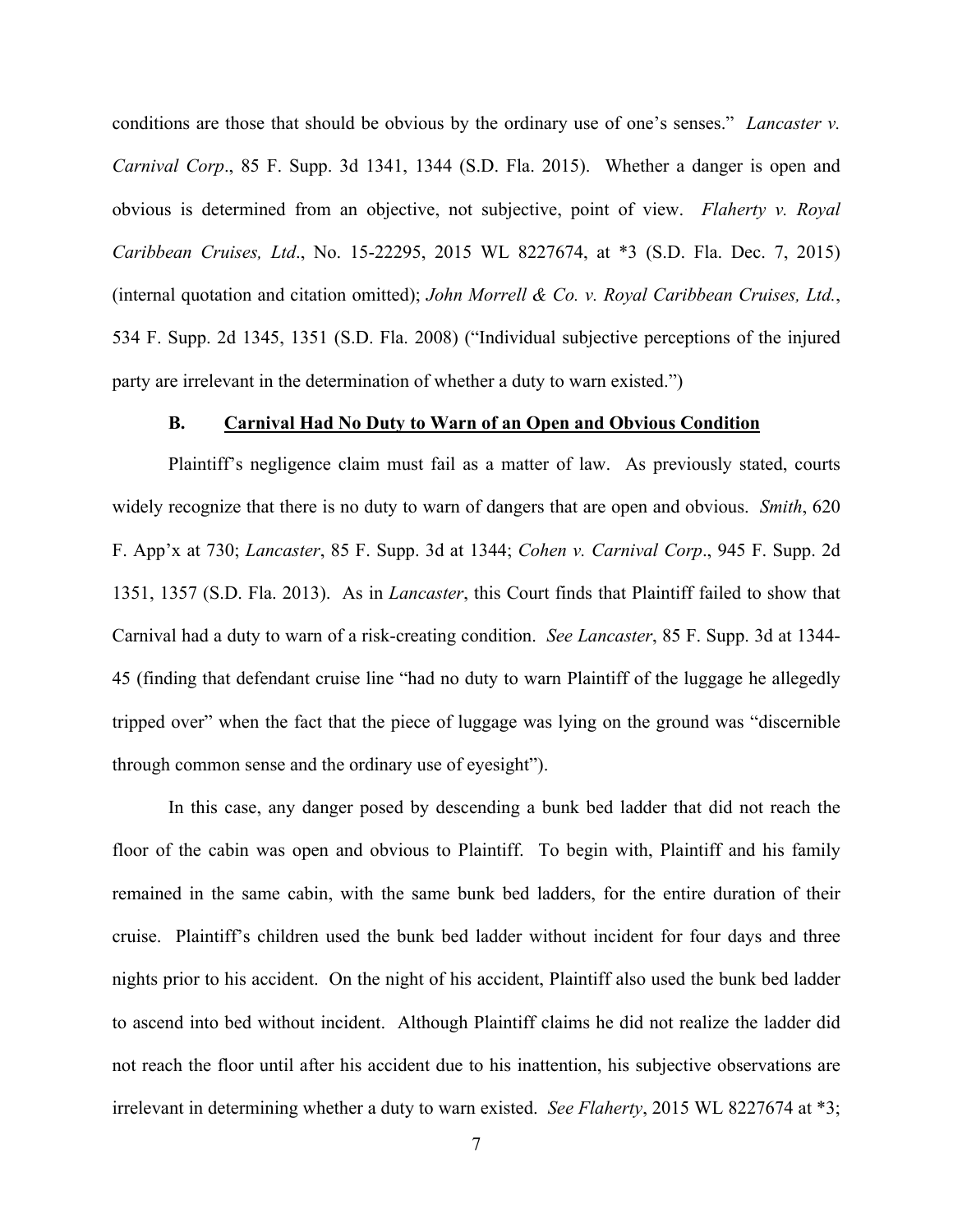conditions are those that should be obvious by the ordinary use of one's senses." *Lancaster v. Carnival Corp*., 85 F. Supp. 3d 1341, 1344 (S.D. Fla. 2015). Whether a danger is open and obvious is determined from an objective, not subjective, point of view. *Flaherty v. Royal Caribbean Cruises, Ltd*., No. 15-22295, 2015 WL 8227674, at *3 (S.D. Fla. Dec. 7, 2015) (internal quotation and citation omitted); *John Morrell & Co. v. Royal Caribbean Cruises, Ltd.*, 534 F. Supp. 2d 1345, 1351 (S.D. Fla. 2008) ("Individual subjective perceptions of the injured party are irrelevant in the determination of whether a duty to warn existed.")

### B. Carnival Had No Duty to Warn of an Open and Obvious Condition

Plaintiff's negligence claim must fail as a matter of law. As previously stated, courts widely recognize that there is no duty to warn of dangers that are open and obvious. *Smith*, 620 F. App'x at 730; *Lancaster*, 85 F. Supp. 3d at 1344; *Cohen v. Carnival Corp*., 945 F. Supp. 2d 1351, 1357 (S.D. Fla. 2013). As in *Lancaster*, this Court finds that Plaintiff failed to show that Carnival had a duty to warn of a risk-creating condition. *See Lancaster*, 85 F. Supp. 3d at 1344-45 (finding that defendant cruise line "had no duty to warn Plaintiff of the luggage he allegedly tripped over" when the fact that the piece of luggage was lying on the ground was "discernible through common sense and the ordinary use of eyesight").

In this case, any danger posed by descending a bunk bed ladder that did not reach the floor of the cabin was open and obvious to Plaintiff. To begin with, Plaintiff and his family remained in the same cabin, with the same bunk bed ladders, for the entire duration of their cruise. Plaintiff's children used the bunk bed ladder without incident for four days and three nights prior to his accident. On the night of his accident, Plaintiff also used the bunk bed ladder to ascend into bed without incident. Although Plaintiff claims he did not realize the ladder did not reach the floor until after his accident due to his inattention, his subjective observations are irrelevant in determining whether a duty to warn existed. *See Flaherty*, 2015 WL 8227674 at *3;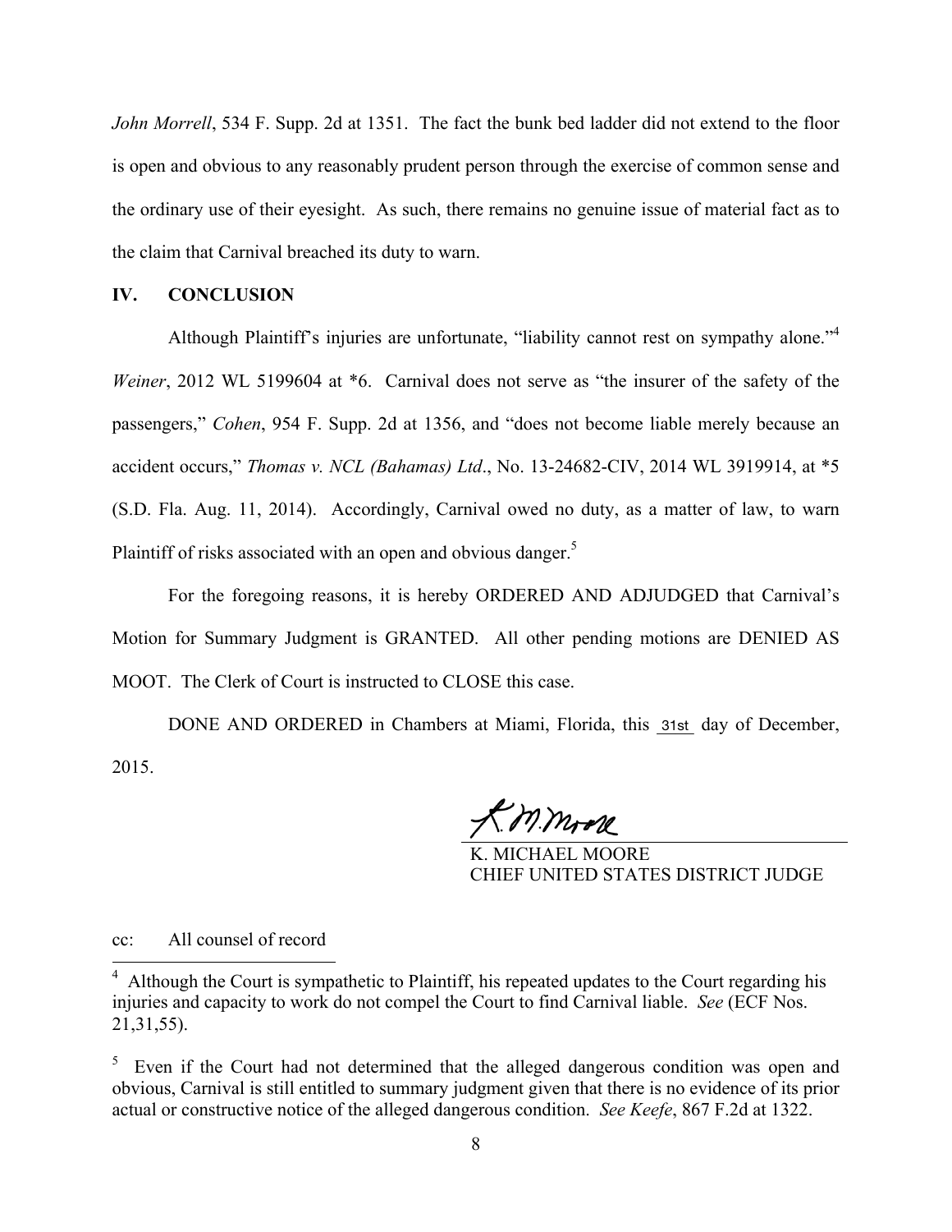*John Morrell*, 534 F. Supp. 2d at 1351. The fact the bunk bed ladder did not extend to the floor is open and obvious to any reasonably prudent person through the exercise of common sense and the ordinary use of their eyesight. As such, there remains no genuine issue of material fact as to the claim that Carnival breached its duty to warn.

## IV. CONCLUSION

Although Plaintiff's injuries are unfortunate, "liability cannot rest on sympathy alone."[4] *Weiner*, 2012 WL 5199604 at *6. Carnival does not serve as "the insurer of the safety of the passengers," *Cohen*, 954 F. Supp. 2d at 1356, and "does not become liable merely because an accident occurs," *Thomas v. NCL (Bahamas) Ltd*., No. 13-24682-CIV, 2014 WL 3919914, at *5 (S.D. Fla. Aug. 11, 2014). Accordingly, Carnival owed no duty, as a matter of law, to warn Plaintiff of risks associated with an open and obvious danger.[5]

For the foregoing reasons, it is hereby ORDERED AND ADJUDGED that Carnival's Motion for Summary Judgment is GRANTED. All other pending motions are DENIED AS MOOT. The Clerk of Court is instructed to CLOSE this case.

DONE AND ORDERED in Chambers at Miami, Florida, this 31st day of December, 2015.

K. MICHAEL MOORE
CHIEF UNITED STATES DISTRICT JUDGE

cc: All counsel of record

---

[4] Although the Court is sympathetic to Plaintiff, his repeated updates to the Court regarding his injuries and capacity to work do not compel the Court to find Carnival liable. *See* (ECF Nos. 21,31,55).

[5] Even if the Court had not determined that the alleged dangerous condition was open and obvious, Carnival is still entitled to summary judgment given that there is no evidence of its prior actual or constructive notice of the alleged dangerous condition. *See Keefe*, 867 F.2d at 1322.